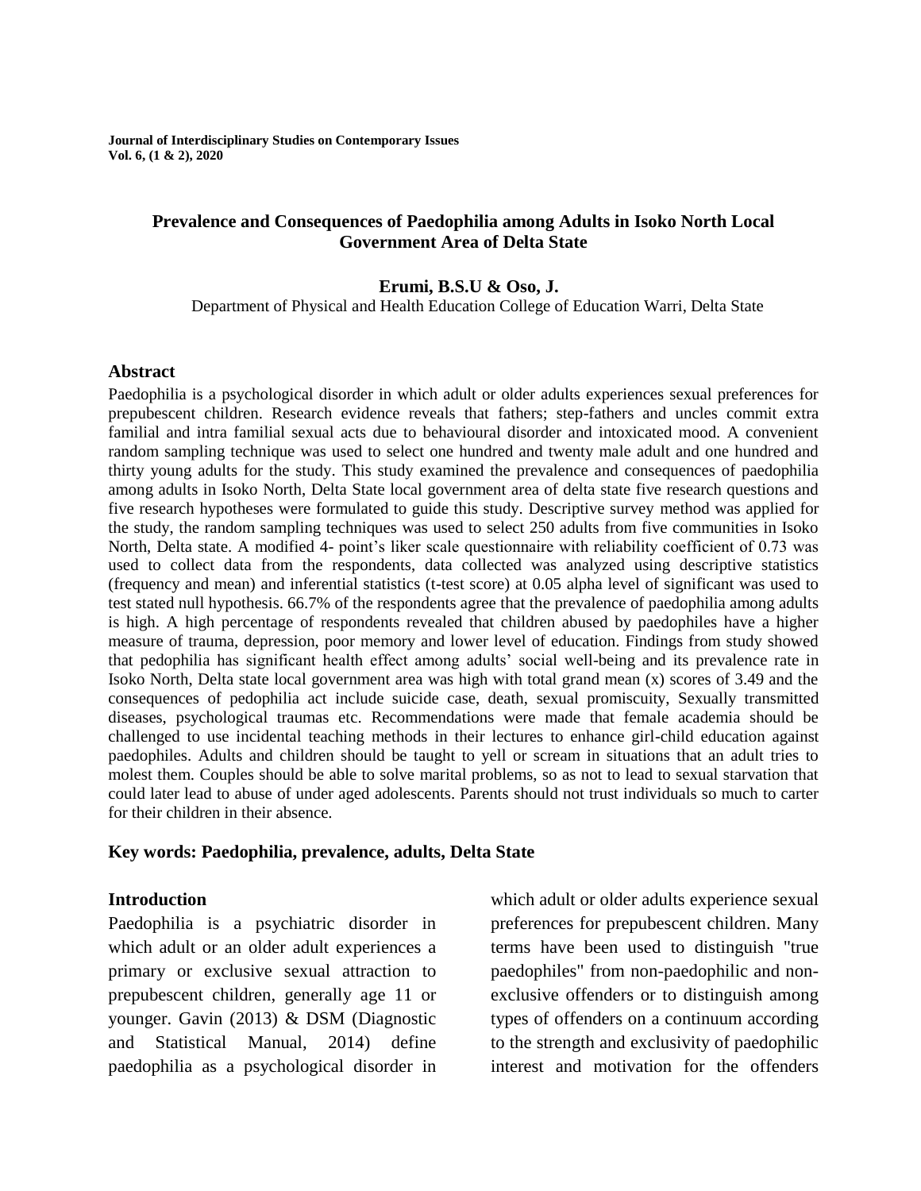# Prevalence and Consequences of Paedophilia among Adults in Isoko North Local Government Area of Delta State

**Erumi, B.S.U & Oso, J.**

Department of Physical and Health Education College of Education Warri, Delta State

## Abstract

Paedophilia is a psychological disorder in which adult or older adults experiences sexual preferences for prepubescent children. Research evidence reveals that fathers; step-fathers and uncles commit extra familial and intra familial sexual acts due to behavioural disorder and intoxicated mood. A convenient random sampling technique was used to select one hundred and twenty male adult and one hundred and thirty young adults for the study. This study examined the prevalence and consequences of paedophilia among adults in Isoko North, Delta State local government area of delta state five research questions and five research hypotheses were formulated to guide this study. Descriptive survey method was applied for the study, the random sampling techniques was used to select 250 adults from five communities in Isoko North, Delta state. A modified 4- point's liker scale questionnaire with reliability coefficient of 0.73 was used to collect data from the respondents, data collected was analyzed using descriptive statistics (frequency and mean) and inferential statistics (t-test score) at 0.05 alpha level of significant was used to test stated null hypothesis. 66.7% of the respondents agree that the prevalence of paedophilia among adults is high. A high percentage of respondents revealed that children abused by paedophiles have a higher measure of trauma, depression, poor memory and lower level of education. Findings from study showed that pedophilia has significant health effect among adults' social well-being and its prevalence rate in Isoko North, Delta state local government area was high with total grand mean (x) scores of 3.49 and the consequences of pedophilia act include suicide case, death, sexual promiscuity, Sexually transmitted diseases, psychological traumas etc. Recommendations were made that female academia should be challenged to use incidental teaching methods in their lectures to enhance girl-child education against paedophiles. Adults and children should be taught to yell or scream in situations that an adult tries to molest them. Couples should be able to solve marital problems, so as not to lead to sexual starvation that could later lead to abuse of under aged adolescents. Parents should not trust individuals so much to carter for their children in their absence.

**Key words: Paedophilia, prevalence, adults, Delta State**

## Introduction

Paedophilia is a psychiatric disorder in which adult or an older adult experiences a primary or exclusive sexual attraction to prepubescent children, generally age 11 or younger. Gavin (2013) & DSM (Diagnostic and Statistical Manual, 2014) define paedophilia as a psychological disorder in which adult or older adults experience sexual preferences for prepubescent children. Many terms have been used to distinguish "true paedophiles" from non-paedophilic and non-exclusive offenders or to distinguish among types of offenders on a continuum according to the strength and exclusivity of paedophilic interest and motivation for the offenders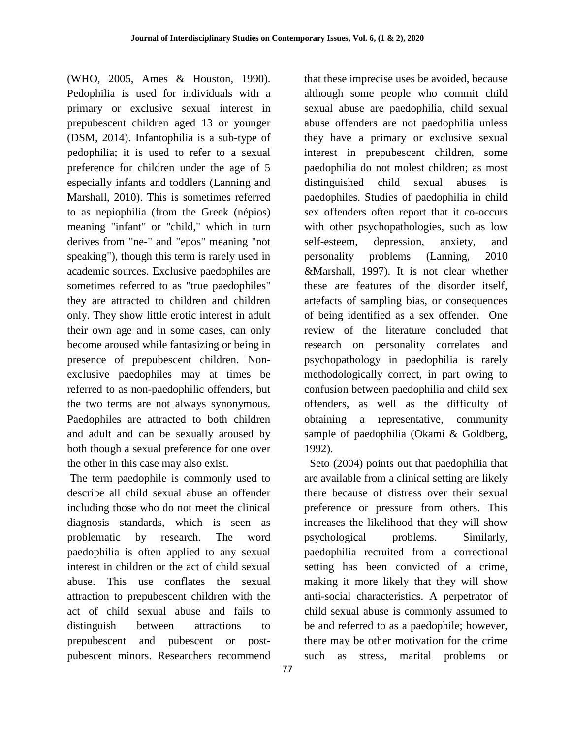(WHO, 2005, Ames & Houston, 1990). Pedophilia is used for individuals with a primary or exclusive sexual interest in prepubescent children aged 13 or younger (DSM, 2014). Infantophilia is a sub-type of pedophilia; it is used to refer to a sexual preference for children under the age of 5 especially infants and toddlers (Lanning and Marshall, 2010). This is sometimes referred to as nepiophilia (from the Greek (népios) meaning "infant" or "child," which in turn derives from "ne-" and "epos" meaning "not speaking"), though this term is rarely used in academic sources. Exclusive paedophiles are sometimes referred to as "true paedophiles" they are attracted to children and children only. They show little erotic interest in adult their own age and in some cases, can only become aroused while fantasizing or being in presence of prepubescent children. Non-exclusive paedophiles may at times be referred to as non-paedophilic offenders, but the two terms are not always synonymous. Paedophiles are attracted to both children and adult and can be sexually aroused by both though a sexual preference for one over the other in this case may also exist.

The term paedophile is commonly used to describe all child sexual abuse an offender including those who do not meet the clinical diagnosis standards, which is seen as problematic by research. The word paedophilia is often applied to any sexual interest in children or the act of child sexual abuse. This use conflates the sexual attraction to prepubescent children with the act of child sexual abuse and fails to distinguish between attractions to prepubescent and pubescent or post-pubescent minors. Researchers recommend that these imprecise uses be avoided, because although some people who commit child sexual abuse are paedophilia, child sexual abuse offenders are not paedophilia unless they have a primary or exclusive sexual interest in prepubescent children, some paedophilia do not molest children; as most distinguished child sexual abuses is paedophiles. Studies of paedophilia in child sex offenders often report that it co-occurs with other psychopathologies, such as low self-esteem, depression, anxiety, and personality problems (Lanning, 2010 &Marshall, 1997). It is not clear whether these are features of the disorder itself, artefacts of sampling bias, or consequences of being identified as a sex offender. One review of the literature concluded that research on personality correlates and psychopathology in paedophilia is rarely methodologically correct, in part owing to confusion between paedophilia and child sex offenders, as well as the difficulty of obtaining a representative, community sample of paedophilia (Okami & Goldberg, 1992).

Seto (2004) points out that paedophilia that are available from a clinical setting are likely there because of distress over their sexual preference or pressure from others. This increases the likelihood that they will show psychological problems. Similarly, paedophilia recruited from a correctional setting has been convicted of a crime, making it more likely that they will show anti-social characteristics. A perpetrator of child sexual abuse is commonly assumed to be and referred to as a paedophile; however, there may be other motivation for the crime such as stress, marital problems or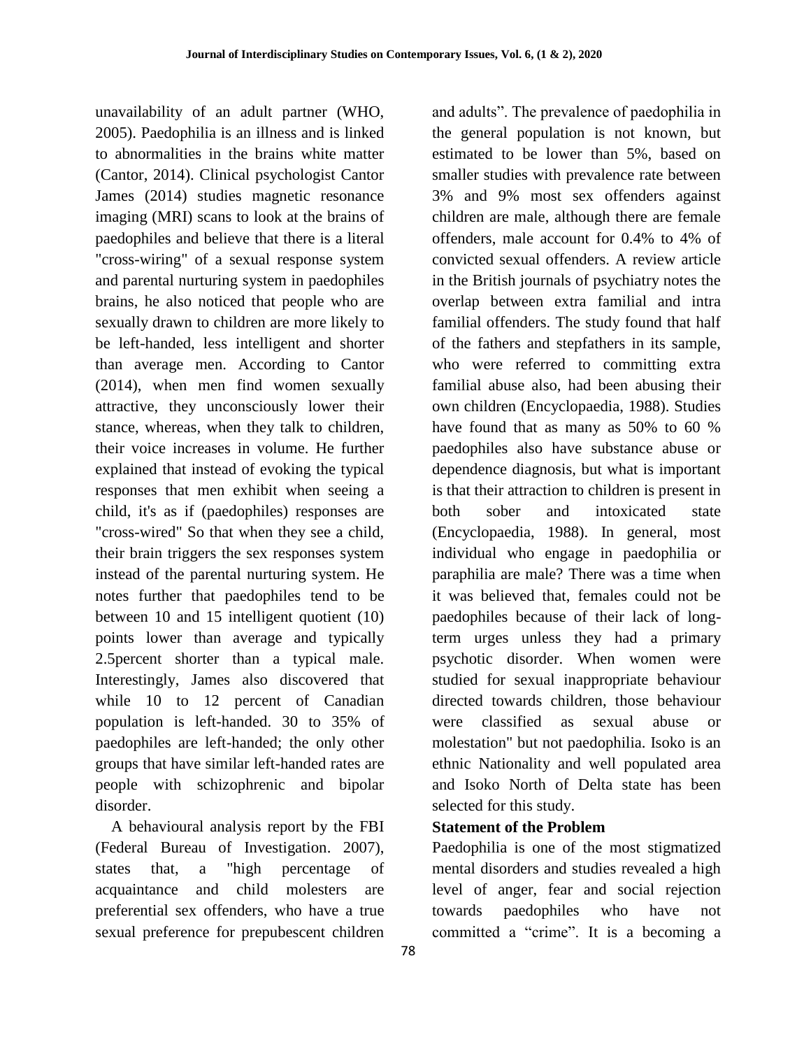unavailability of an adult partner (WHO, 2005). Paedophilia is an illness and is linked to abnormalities in the brains white matter (Cantor, 2014). Clinical psychologist Cantor James (2014) studies magnetic resonance imaging (MRI) scans to look at the brains of paedophiles and believe that there is a literal "cross-wiring" of a sexual response system and parental nurturing system in paedophiles brains, he also noticed that people who are sexually drawn to children are more likely to be left-handed, less intelligent and shorter than average men. According to Cantor (2014), when men find women sexually attractive, they unconsciously lower their stance, whereas, when they talk to children, their voice increases in volume. He further explained that instead of evoking the typical responses that men exhibit when seeing a child, it's as if (paedophiles) responses are "cross-wired" So that when they see a child, their brain triggers the sex responses system instead of the parental nurturing system. He notes further that paedophiles tend to be between 10 and 15 intelligent quotient (10) points lower than average and typically 2.5percent shorter than a typical male. Interestingly, James also discovered that while 10 to 12 percent of Canadian population is left-handed. 30 to 35% of paedophiles are left-handed; the only other groups that have similar left-handed rates are people with schizophrenic and bipolar disorder.

A behavioural analysis report by the FBI (Federal Bureau of Investigation. 2007), states that, a "high percentage of acquaintance and child molesters are preferential sex offenders, who have a true sexual preference for prepubescent children and adults". The prevalence of paedophilia in the general population is not known, but estimated to be lower than 5%, based on smaller studies with prevalence rate between 3% and 9% most sex offenders against children are male, although there are female offenders, male account for 0.4% to 4% of convicted sexual offenders. A review article in the British journals of psychiatry notes the overlap between extra familial and intra familial offenders. The study found that half of the fathers and stepfathers in its sample, who were referred to committing extra familial abuse also, had been abusing their own children (Encyclopaedia, 1988). Studies have found that as many as 50% to 60 % paedophiles also have substance abuse or dependence diagnosis, but what is important is that their attraction to children is present in both sober and intoxicated state (Encyclopaedia, 1988). In general, most individual who engage in paedophilia or paraphilia are male? There was a time when it was believed that, females could not be paedophiles because of their lack of long-term urges unless they had a primary psychotic disorder. When women were studied for sexual inappropriate behaviour directed towards children, those behaviour were classified as sexual abuse or molestation" but not paedophilia. Isoko is an ethnic Nationality and well populated area and Isoko North of Delta state has been selected for this study.

**Statement of the Problem**

Paedophilia is one of the most stigmatized mental disorders and studies revealed a high level of anger, fear and social rejection towards paedophiles who have not committed a "crime". It is a becoming a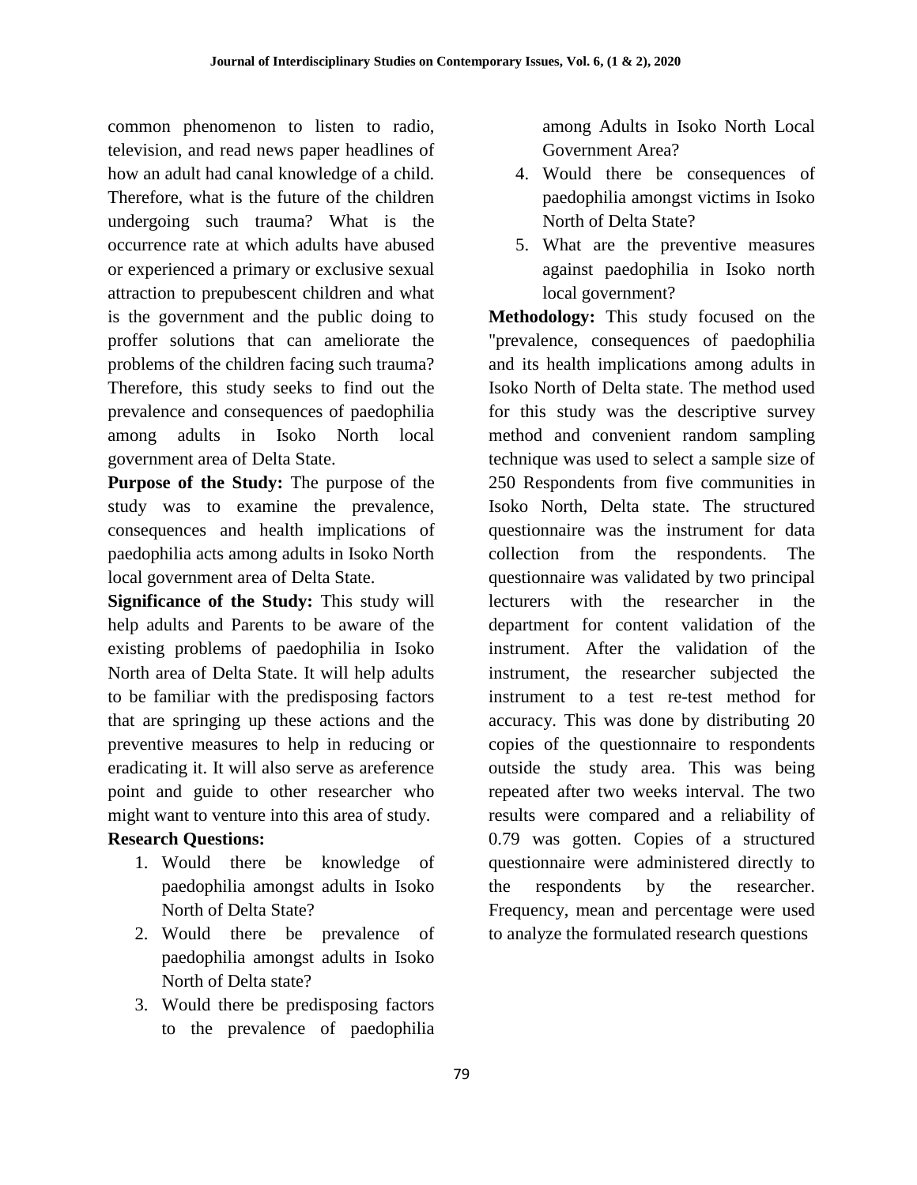common phenomenon to listen to radio, television, and read news paper headlines of how an adult had canal knowledge of a child. Therefore, what is the future of the children undergoing such trauma? What is the occurrence rate at which adults have abused or experienced a primary or exclusive sexual attraction to prepubescent children and what is the government and the public doing to proffer solutions that can ameliorate the problems of the children facing such trauma? Therefore, this study seeks to find out the prevalence and consequences of paedophilia among adults in Isoko North local government area of Delta State.

**Purpose of the Study:** The purpose of the study was to examine the prevalence, consequences and health implications of paedophilia acts among adults in Isoko North local government area of Delta State.

**Significance of the Study:** This study will help adults and Parents to be aware of the existing problems of paedophilia in Isoko North area of Delta State. It will help adults to be familiar with the predisposing factors that are springing up these actions and the preventive measures to help in reducing or eradicating it. It will also serve as areference point and guide to other researcher who might want to venture into this area of study.

**Research Questions:**

1. Would there be knowledge of paedophilia amongst adults in Isoko North of Delta State?
2. Would there be prevalence of paedophilia amongst adults in Isoko North of Delta state?
3. Would there be predisposing factors to the prevalence of paedophilia among Adults in Isoko North Local Government Area?
4. Would there be consequences of paedophilia amongst victims in Isoko North of Delta State?
5. What are the preventive measures against paedophilia in Isoko north local government?

**Methodology:** This study focused on the "prevalence, consequences of paedophilia and its health implications among adults in Isoko North of Delta state. The method used for this study was the descriptive survey method and convenient random sampling technique was used to select a sample size of 250 Respondents from five communities in Isoko North, Delta state. The structured questionnaire was the instrument for data collection from the respondents. The questionnaire was validated by two principal lecturers with the researcher in the department for content validation of the instrument. After the validation of the instrument, the researcher subjected the instrument to a test re-test method for accuracy. This was done by distributing 20 copies of the questionnaire to respondents outside the study area. This was being repeated after two weeks interval. The two results were compared and a reliability of 0.79 was gotten. Copies of a structured questionnaire were administered directly to the respondents by the researcher. Frequency, mean and percentage were used to analyze the formulated research questions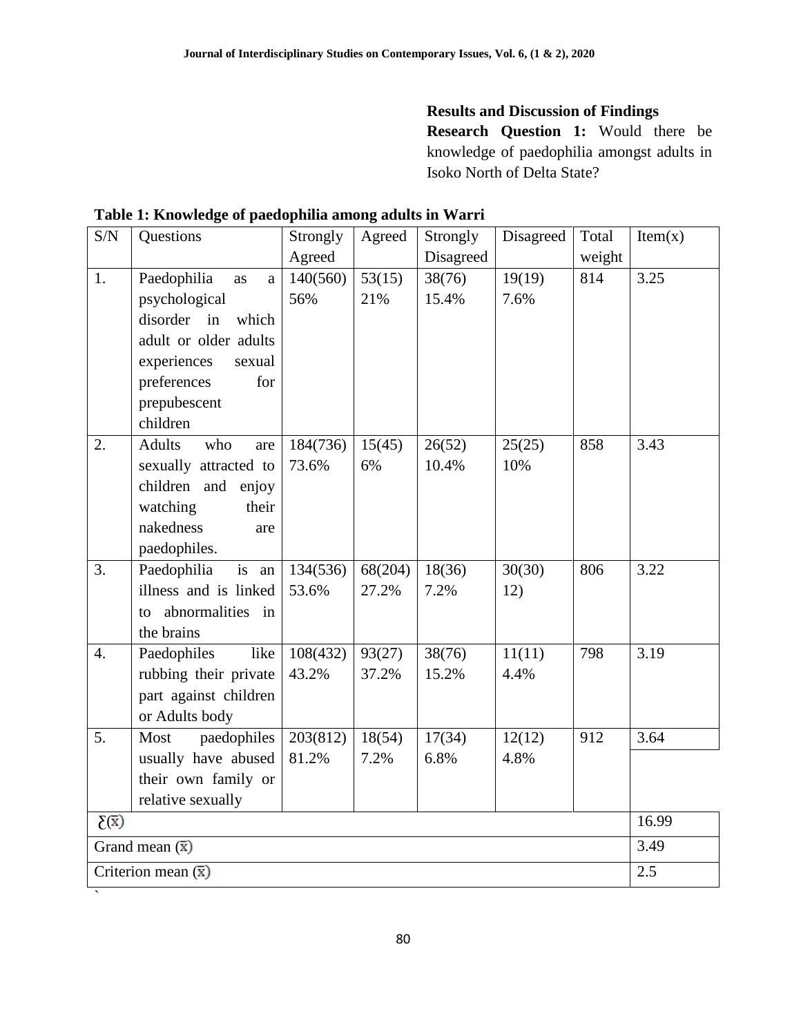### Results and Discussion of Findings

**Research Question 1:** Would there be knowledge of paedophilia amongst adults in Isoko North of Delta State?

**Table 1: Knowledge of paedophilia among adults in Warri**

| S/N | Questions | Strongly Agreed | Agreed | Strongly Disagreed | Disagreed | Total weight | Item(x) |
|---|---|---|---|---|---|---|---|
| 1. | Paedophilia as a psychological disorder in which adult or older adults experiences sexual preferences for prepubescent children | 140(560) 56% | 53(15) 21% | 38(76) 15.4% | 19(19) 7.6% | 814 | 3.25 |
| 2. | Adults who are sexually attracted to children and enjoy watching their nakedness are paedophiles. | 184(736) 73.6% | 15(45) 6% | 26(52) 10.4% | 25(25) 10% | 858 | 3.43 |
| 3. | Paedophilia is an illness and is linked to abnormalities in the brains | 134(536) 53.6% | 68(204) 27.2% | 18(36) 7.2% | 30(30) 12) | 806 | 3.22 |
| 4. | Paedophiles like rubbing their private part against children or Adults body | 108(432) 43.2% | 93(27) 37.2% | 38(76) 15.2% | 11(11) 4.4% | 798 | 3.19 |
| 5. | Most paedophiles usually have abused their own family or relative sexually | 203(812) 81.2% | 18(54) 7.2% | 17(34) 6.8% | 12(12) 4.8% | 912 | 3.64 |
| $\Sigma(\bar{x})$ | | | | | | | 16.99 |
| Grand mean $(\bar{x})$ | | | | | | | 3.49 |
| Criterion mean $(\bar{x})$ | | | | | | | 2.5 |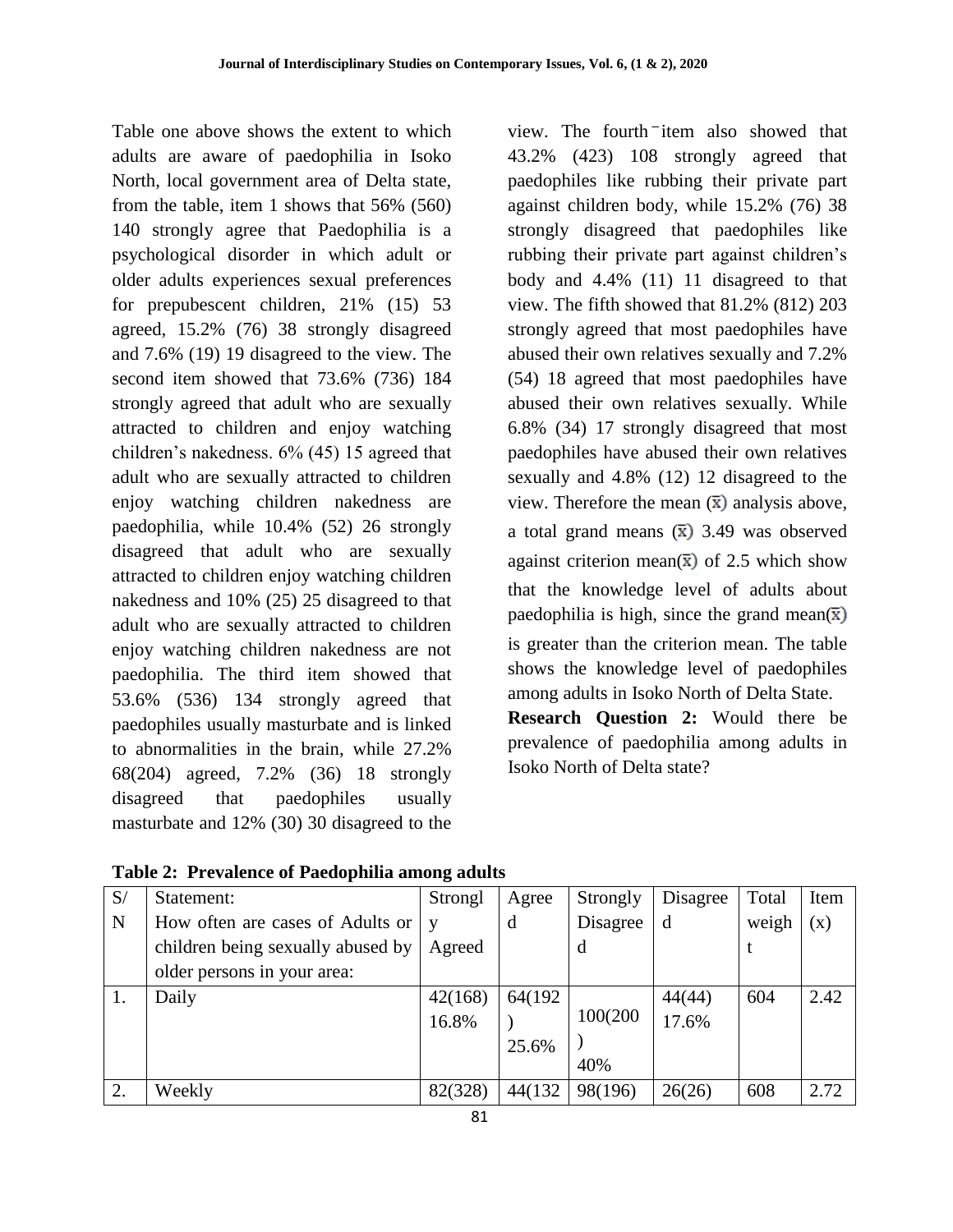Table one above shows the extent to which adults are aware of paedophilia in Isoko North, local government area of Delta state, from the table, item 1 shows that 56% (560) 140 strongly agree that Paedophilia is a psychological disorder in which adult or older adults experiences sexual preferences for prepubescent children, 21% (15) 53 agreed, 15.2% (76) 38 strongly disagreed and 7.6% (19) 19 disagreed to the view. The second item showed that 73.6% (736) 184 strongly agreed that adult who are sexually attracted to children and enjoy watching children's nakedness. 6% (45) 15 agreed that adult who are sexually attracted to children enjoy watching children nakedness are paedophilia, while 10.4% (52) 26 strongly disagreed that adult who are sexually attracted to children enjoy watching children nakedness and 10% (25) 25 disagreed to that adult who are sexually attracted to children enjoy watching children nakedness are not paedophilia. The third item showed that 53.6% (536) 134 strongly agreed that paedophiles usually masturbate and is linked to abnormalities in the brain, while 27.2% 68(204) agreed, 7.2% (36) 18 strongly disagreed that paedophiles usually masturbate and 12% (30) 30 disagreed to the view. The fourth item also showed that 43.2% (423) 108 strongly agreed that paedophiles like rubbing their private part against children body, while 15.2% (76) 38 strongly disagreed that paedophiles like rubbing their private part against children's body and 4.4% (11) 11 disagreed to that view. The fifth showed that 81.2% (812) 203 strongly agreed that most paedophiles have abused their own relatives sexually and 7.2% (54) 18 agreed that most paedophiles have abused their own relatives sexually. While 6.8% (34) 17 strongly disagreed that most paedophiles have abused their own relatives sexually and 4.8% (12) 12 disagreed to the view. Therefore the mean ($\bar{x}$) analysis above, a total grand means ($\bar{x}$) 3.49 was observed against criterion mean($\bar{x}$) of 2.5 which show that the knowledge level of adults about paedophilia is high, since the grand mean($\bar{x}$) is greater than the criterion mean. The table shows the knowledge level of paedophiles among adults in Isoko North of Delta State.

**Research Question 2:** Would there be prevalence of paedophilia among adults in Isoko North of Delta state?

**Table 2: Prevalence of Paedophilia among adults**

| S/N | Statement: How often are cases of Adults or children being sexually abused by older persons in your area: | Strongly Agreed | Agreed | Strongly Disagreed | Disagreed | Total weight | Item (x) |
|---|---|---|---|---|---|---|---|
| 1. | Daily | 42(168) 16.8% | 64(192) 25.6% | 100(200) 40% | 44(44) 17.6% | 604 | 2.42 |
| 2. | Weekly | 82(328) | 44(132 | 98(196) | 26(26) | 608 | 2.72 |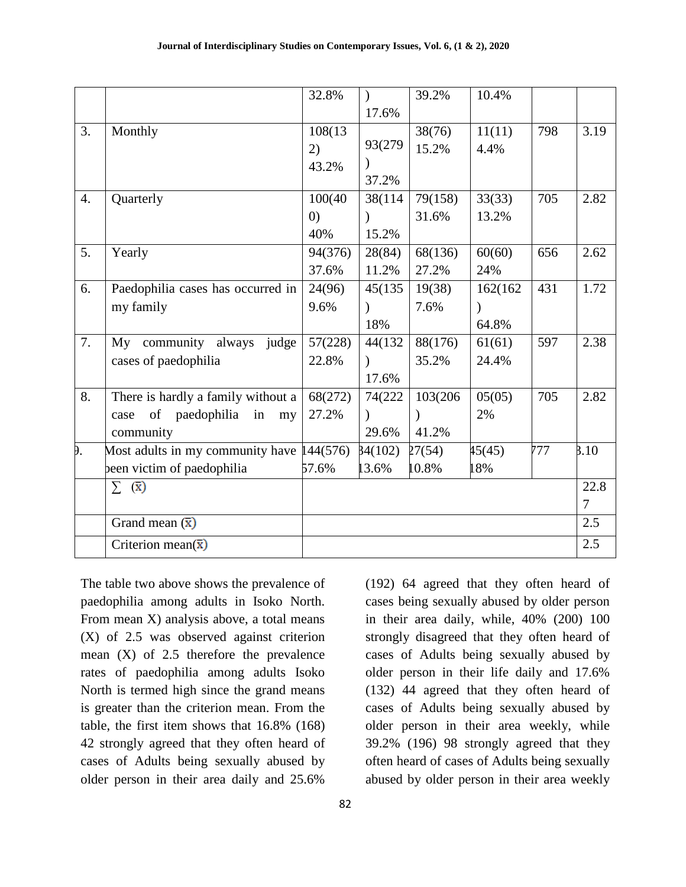| | | | | | | | |
|---|---|---|---|---|---|---|---|
| | | 32.8% | ) 17.6% | 39.2% | 10.4% | | |
| 3. | Monthly | 108(132) 43.2% | 93(279) 37.2% | 38(76) 15.2% | 11(11) 4.4% | 798 | 3.19 |
| 4. | Quarterly | 100(400) 40% | 38(114) 15.2% | 79(158) 31.6% | 33(33) 13.2% | 705 | 2.82 |
| 5. | Yearly | 94(376) 37.6% | 28(84) 11.2% | 68(136) 27.2% | 60(60) 24% | 656 | 2.62 |
| 6. | Paedophilia cases has occurred in my family | 24(96) 9.6% | 45(135) 18% | 19(38) 7.6% | 162(162) 64.8% | 431 | 1.72 |
| 7. | My community always judge cases of paedophilia | 57(228) 22.8% | 44(132) 17.6% | 88(176) 35.2% | 61(61) 24.4% | 597 | 2.38 |
| 8. | There is hardly a family without a case of paedophilia in my community | 68(272) 27.2% | 74(222) 29.6% | 103(206) 41.2% | 05(05) 2% | 705 | 2.82 |
| 9. | Most adults in my community have been victim of paedophilia | 144(576) 57.6% | 34(102) 13.6% | 27(54) 10.8% | 45(45) 18% | 777 | 3.10 |
| | $\sum$ ($\bar{x}$) | | | | | | 22.87 |
| | Grand mean ($\bar{x}$) | | | | | | 2.5 |
| | Criterion mean($\bar{x}$) | | | | | | 2.5 |

The table two above shows the prevalence of paedophilia among adults in Isoko North. From mean X) analysis above, a total means (X) of 2.5 was observed against criterion mean (X) of 2.5 therefore the prevalence rates of paedophilia among adults Isoko North is termed high since the grand means is greater than the criterion mean. From the table, the first item shows that 16.8% (168) 42 strongly agreed that they often heard of cases of Adults being sexually abused by older person in their area daily and 25.6% (192) 64 agreed that they often heard of cases being sexually abused by older person in their area daily, while, 40% (200) 100 strongly disagreed that they often heard of cases of Adults being sexually abused by older person in their life daily and 17.6% (132) 44 agreed that they often heard of cases of Adults being sexually abused by older person in their area weekly, while 39.2% (196) 98 strongly agreed that they often heard of cases of Adults being sexually abused by older person in their area weekly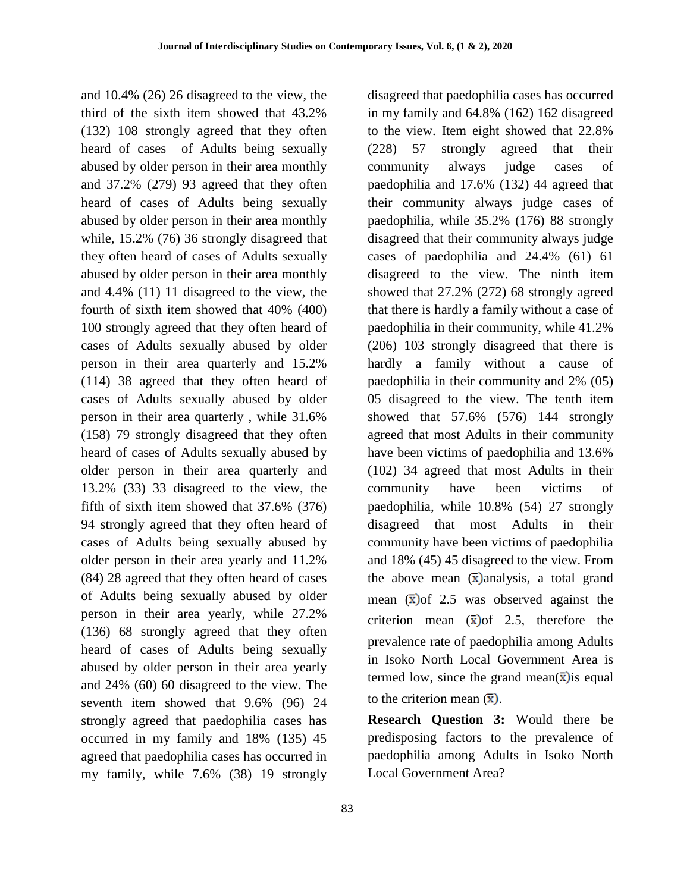and 10.4% (26) 26 disagreed to the view, the third of the sixth item showed that 43.2% (132) 108 strongly agreed that they often heard of cases of Adults being sexually abused by older person in their area monthly and 37.2% (279) 93 agreed that they often heard of cases of Adults being sexually abused by older person in their area monthly while, 15.2% (76) 36 strongly disagreed that they often heard of cases of Adults sexually abused by older person in their area monthly and 4.4% (11) 11 disagreed to the view, the fourth of sixth item showed that 40% (400) 100 strongly agreed that they often heard of cases of Adults sexually abused by older person in their area quarterly and 15.2% (114) 38 agreed that they often heard of cases of Adults sexually abused by older person in their area quarterly , while 31.6% (158) 79 strongly disagreed that they often heard of cases of Adults sexually abused by older person in their area quarterly and 13.2% (33) 33 disagreed to the view, the fifth of sixth item showed that 37.6% (376) 94 strongly agreed that they often heard of cases of Adults being sexually abused by older person in their area yearly and 11.2% (84) 28 agreed that they often heard of cases of Adults being sexually abused by older person in their area yearly, while 27.2% (136) 68 strongly agreed that they often heard of cases of Adults being sexually abused by older person in their area yearly and 24% (60) 60 disagreed to the view. The seventh item showed that 9.6% (96) 24 strongly agreed that paedophilia cases has occurred in my family and 18% (135) 45 agreed that paedophilia cases has occurred in my family, while 7.6% (38) 19 strongly disagreed that paedophilia cases has occurred in my family and 64.8% (162) 162 disagreed to the view. Item eight showed that 22.8% (228) 57 strongly agreed that their community always judge cases of paedophilia and 17.6% (132) 44 agreed that their community always judge cases of paedophilia, while 35.2% (176) 88 strongly disagreed that their community always judge cases of paedophilia and 24.4% (61) 61 disagreed to the view. The ninth item showed that 27.2% (272) 68 strongly agreed that there is hardly a family without a case of paedophilia in their community, while 41.2% (206) 103 strongly disagreed that there is hardly a family without a cause of paedophilia in their community and 2% (05) 05 disagreed to the view. The tenth item showed that 57.6% (576) 144 strongly agreed that most Adults in their community have been victims of paedophilia and 13.6% (102) 34 agreed that most Adults in their community have been victims of paedophilia, while 10.8% (54) 27 strongly disagreed that most Adults in their community have been victims of paedophilia and 18% (45) 45 disagreed to the view. From the above mean ($\bar{x}$)analysis, a total grand mean ($\bar{x}$)of 2.5 was observed against the criterion mean ($\bar{x}$)of 2.5, therefore the prevalence rate of paedophilia among Adults in Isoko North Local Government Area is termed low, since the grand mean($\bar{x}$)is equal to the criterion mean ($\bar{x}$).

**Research Question 3:** Would there be predisposing factors to the prevalence of paedophilia among Adults in Isoko North Local Government Area?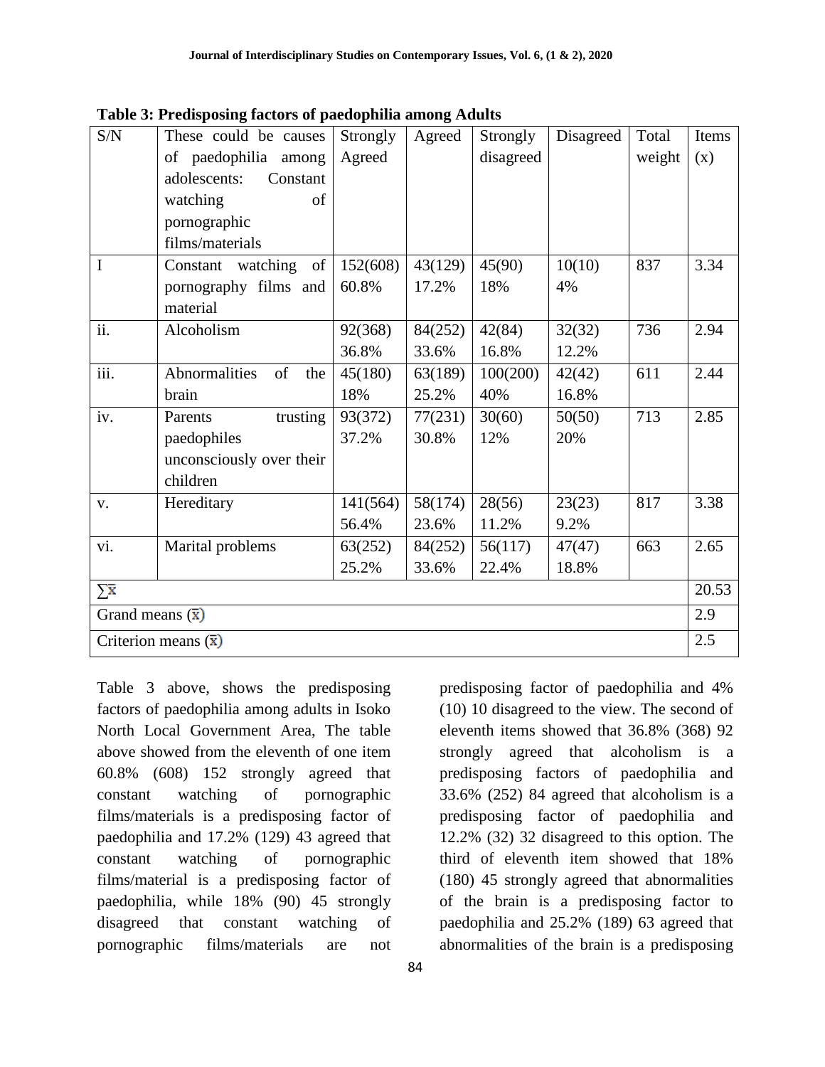**Table 3: Predisposing factors of paedophilia among Adults**

| S/N | These could be causes of paedophilia among adolescents: Constant watching of pornographic films/materials | Strongly Agreed | Agreed | Strongly disagreed | Disagreed | Total weight | Items (x) |
|---|---|---|---|---|---|---|---|
| I | Constant watching of pornography films and material | 152(608) 60.8% | 43(129) 17.2% | 45(90) 18% | 10(10) 4% | 837 | 3.34 |
| ii. | Alcoholism | 92(368) 36.8% | 84(252) 33.6% | 42(84) 16.8% | 32(32) 12.2% | 736 | 2.94 |
| iii. | Abnormalities of the brain | 45(180) 18% | 63(189) 25.2% | 100(200) 40% | 42(42) 16.8% | 611 | 2.44 |
| iv. | Parents trusting paedophiles unconsciously over their children | 93(372) 37.2% | 77(231) 30.8% | 30(60) 12% | 50(50) 20% | 713 | 2.85 |
| v. | Hereditary | 141(564) 56.4% | 58(174) 23.6% | 28(56) 11.2% | 23(23) 9.2% | 817 | 3.38 |
| vi. | Marital problems | 63(252) 25.2% | 84(252) 33.6% | 56(117) 22.4% | 47(47) 18.8% | 663 | 2.65 |
| $\sum\bar{x}$ | | | | | | | 20.53 |
| Grand means ($\bar{x}$) | | | | | | | 2.9 |
| Criterion means ($\bar{x}$) | | | | | | | 2.5 |

Table 3 above, shows the predisposing factors of paedophilia among adults in Isoko North Local Government Area, The table above showed from the eleventh of one item 60.8% (608) 152 strongly agreed that constant watching of pornographic films/materials is a predisposing factor of paedophilia and 17.2% (129) 43 agreed that constant watching of pornographic films/material is a predisposing factor of paedophilia, while 18% (90) 45 strongly disagreed that constant watching of pornographic films/materials are not predisposing factor of paedophilia and 4% (10) 10 disagreed to the view. The second of eleventh items showed that 36.8% (368) 92 strongly agreed that alcoholism is a predisposing factors of paedophilia and 33.6% (252) 84 agreed that alcoholism is a predisposing factor of paedophilia and 12.2% (32) 32 disagreed to this option. The third of eleventh item showed that 18% (180) 45 strongly agreed that abnormalities of the brain is a predisposing factor to paedophilia and 25.2% (189) 63 agreed that abnormalities of the brain is a predisposing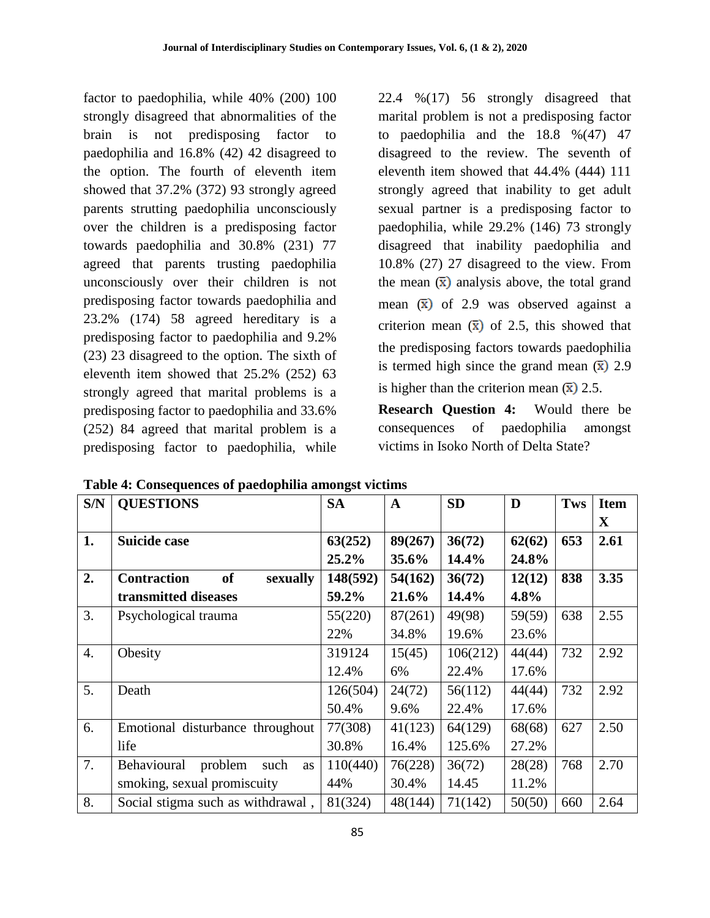factor to paedophilia, while 40% (200) 100 strongly disagreed that abnormalities of the brain is not predisposing factor to paedophilia and 16.8% (42) 42 disagreed to the option. The fourth of eleventh item showed that 37.2% (372) 93 strongly agreed parents strutting paedophilia unconsciously over the children is a predisposing factor towards paedophilia and 30.8% (231) 77 agreed that parents trusting paedophilia unconsciously over their children is not predisposing factor towards paedophilia and 23.2% (174) 58 agreed hereditary is a predisposing factor to paedophilia and 9.2% (23) 23 disagreed to the option. The sixth of eleventh item showed that 25.2% (252) 63 strongly agreed that marital problems is a predisposing factor to paedophilia and 33.6% (252) 84 agreed that marital problem is a predisposing factor to paedophilia, while 22.4 %(17) 56 strongly disagreed that marital problem is not a predisposing factor to paedophilia and the 18.8 %(47) 47 disagreed to the review. The seventh of eleventh item showed that 44.4% (444) 111 strongly agreed that inability to get adult sexual partner is a predisposing factor to paedophilia, while 29.2% (146) 73 strongly disagreed that inability paedophilia and 10.8% (27) 27 disagreed to the view. From the mean ($\bar{x}$) analysis above, the total grand mean ($\bar{x}$) of 2.9 was observed against a criterion mean ($\bar{x}$) of 2.5, this showed that the predisposing factors towards paedophilia is termed high since the grand mean ($\bar{x}$) 2.9 is higher than the criterion mean ($\bar{x}$) 2.5.

**Research Question 4:** Would there be consequences of paedophilia amongst victims in Isoko North of Delta State?

**Table 4: Consequences of paedophilia amongst victims**

| S/N | QUESTIONS | SA | A | SD | D | Tws | Item X |
|---|---|---|---|---|---|---|---|
| **1.** | **Suicide case** | **63(252) 25.2%** | **89(267) 35.6%** | **36(72) 14.4%** | **62(62) 24.8%** | **653** | **2.61** |
| **2.** | **Contraction of sexually transmitted diseases** | **148(592) 59.2%** | **54(162) 21.6%** | **36(72) 14.4%** | **12(12) 4.8%** | **838** | **3.35** |
| 3. | Psychological trauma | 55(220) 22% | 87(261) 34.8% | 49(98) 19.6% | 59(59) 23.6% | 638 | 2.55 |
| 4. | Obesity | 319124 12.4% | 15(45) 6% | 106(212) 22.4% | 44(44) 17.6% | 732 | 2.92 |
| 5. | Death | 126(504) 50.4% | 24(72) 9.6% | 56(112) 22.4% | 44(44) 17.6% | 732 | 2.92 |
| 6. | Emotional disturbance throughout life | 77(308) 30.8% | 41(123) 16.4% | 64(129) 125.6% | 68(68) 27.2% | 627 | 2.50 |
| 7. | Behavioural problem such as smoking, sexual promiscuity | 110(440) 44% | 76(228) 30.4% | 36(72) 14.45 | 28(28) 11.2% | 768 | 2.70 |
| 8. | Social stigma such as withdrawal , | 81(324) | 48(144) | 71(142) | 50(50) | 660 | 2.64 |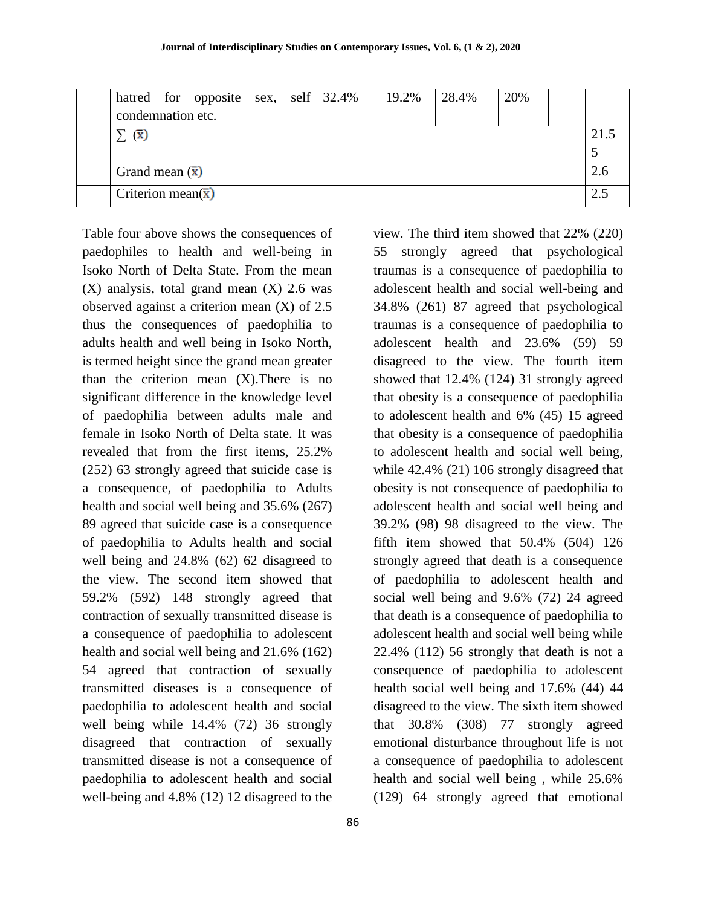| | | | | | | | |
|---|---|---|---|---|---|---|---|
| | hatred for opposite sex, self condemnation etc. | 32.4% | 19.2% | 28.4% | 20% | | |
| | ∑ ($\bar{x}$) | | | | | | 21.55 |
| | Grand mean ($\bar{x}$) | | | | | | 2.6 |
| | Criterion mean($\bar{x}$) | | | | | | 2.5 |

Table four above shows the consequences of paedophiles to health and well-being in Isoko North of Delta State. From the mean (X) analysis, total grand mean (X) 2.6 was observed against a criterion mean (X) of 2.5 thus the consequences of paedophilia to adults health and well being in Isoko North, is termed height since the grand mean greater than the criterion mean (X).There is no significant difference in the knowledge level of paedophilia between adults male and female in Isoko North of Delta state. It was revealed that from the first items, 25.2% (252) 63 strongly agreed that suicide case is a consequence, of paedophilia to Adults health and social well being and 35.6% (267) 89 agreed that suicide case is a consequence of paedophilia to Adults health and social well being and 24.8% (62) 62 disagreed to the view. The second item showed that 59.2% (592) 148 strongly agreed that contraction of sexually transmitted disease is a consequence of paedophilia to adolescent health and social well being and 21.6% (162) 54 agreed that contraction of sexually transmitted diseases is a consequence of paedophilia to adolescent health and social well being while 14.4% (72) 36 strongly disagreed that contraction of sexually transmitted disease is not a consequence of paedophilia to adolescent health and social well-being and 4.8% (12) 12 disagreed to the view. The third item showed that 22% (220) 55 strongly agreed that psychological traumas is a consequence of paedophilia to adolescent health and social well-being and 34.8% (261) 87 agreed that psychological traumas is a consequence of paedophilia to adolescent health and 23.6% (59) 59 disagreed to the view. The fourth item showed that 12.4% (124) 31 strongly agreed that obesity is a consequence of paedophilia to adolescent health and 6% (45) 15 agreed that obesity is a consequence of paedophilia to adolescent health and social well being, while 42.4% (21) 106 strongly disagreed that obesity is not consequence of paedophilia to adolescent health and social well being and 39.2% (98) 98 disagreed to the view. The fifth item showed that 50.4% (504) 126 strongly agreed that death is a consequence of paedophilia to adolescent health and social well being and 9.6% (72) 24 agreed that death is a consequence of paedophilia to adolescent health and social well being while 22.4% (112) 56 strongly that death is not a consequence of paedophilia to adolescent health social well being and 17.6% (44) 44 disagreed to the view. The sixth item showed that 30.8% (308) 77 strongly agreed emotional disturbance throughout life is not a consequence of paedophilia to adolescent health and social well being , while 25.6% (129) 64 strongly agreed that emotional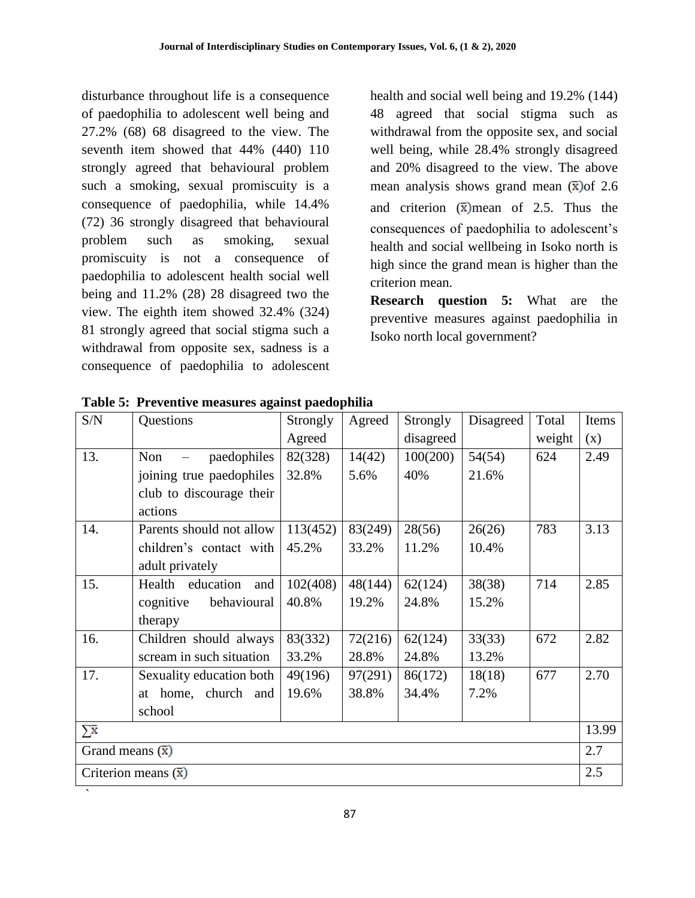disturbance throughout life is a consequence of paedophilia to adolescent well being and 27.2% (68) 68 disagreed to the view. The seventh item showed that 44% (440) 110 strongly agreed that behavioural problem such a smoking, sexual promiscuity is a consequence of paedophilia, while 14.4% (72) 36 strongly disagreed that behavioural problem such as smoking, sexual promiscuity is not a consequence of paedophilia to adolescent health social well being and 11.2% (28) 28 disagreed two the view. The eighth item showed 32.4% (324) 81 strongly agreed that social stigma such a withdrawal from opposite sex, sadness is a consequence of paedophilia to adolescent health and social well being and 19.2% (144) 48 agreed that social stigma such as withdrawal from the opposite sex, and social well being, while 28.4% strongly disagreed and 20% disagreed to the view. The above mean analysis shows grand mean ($\bar{x}$)of 2.6 and criterion ($\bar{x}$)mean of 2.5. Thus the consequences of paedophilia to adolescent's health and social wellbeing in Isoko north is high since the grand mean is higher than the criterion mean.

**Research question 5:** What are the preventive measures against paedophilia in Isoko north local government?

**Table 5: Preventive measures against paedophilia**

| S/N | Questions | Strongly Agreed | Agreed | Strongly disagreed | Disagreed | Total weight | Items (x) |
|---|---|---|---|---|---|---|---|
| 13. | Non – paedophiles joining true paedophiles club to discourage their actions | 82(328) 32.8% | 14(42) 5.6% | 100(200) 40% | 54(54) 21.6% | 624 | 2.49 |
| 14. | Parents should not allow children's contact with adult privately | 113(452) 45.2% | 83(249) 33.2% | 28(56) 11.2% | 26(26) 10.4% | 783 | 3.13 |
| 15. | Health education and cognitive behavioural therapy | 102(408) 40.8% | 48(144) 19.2% | 62(124) 24.8% | 38(38) 15.2% | 714 | 2.85 |
| 16. | Children should always scream in such situation | 83(332) 33.2% | 72(216) 28.8% | 62(124) 24.8% | 33(33) 13.2% | 672 | 2.82 |
| 17. | Sexuality education both at home, church and school | 49(196) 19.6% | 97(291) 38.8% | 86(172) 34.4% | 18(18) 7.2% | 677 | 2.70 |
| $\sum\bar{x}$ | | | | | | | 13.99 |
| Grand means ($\bar{x}$) | | | | | | | 2.7 |
| Criterion means ($\bar{x}$) | | | | | | | 2.5 |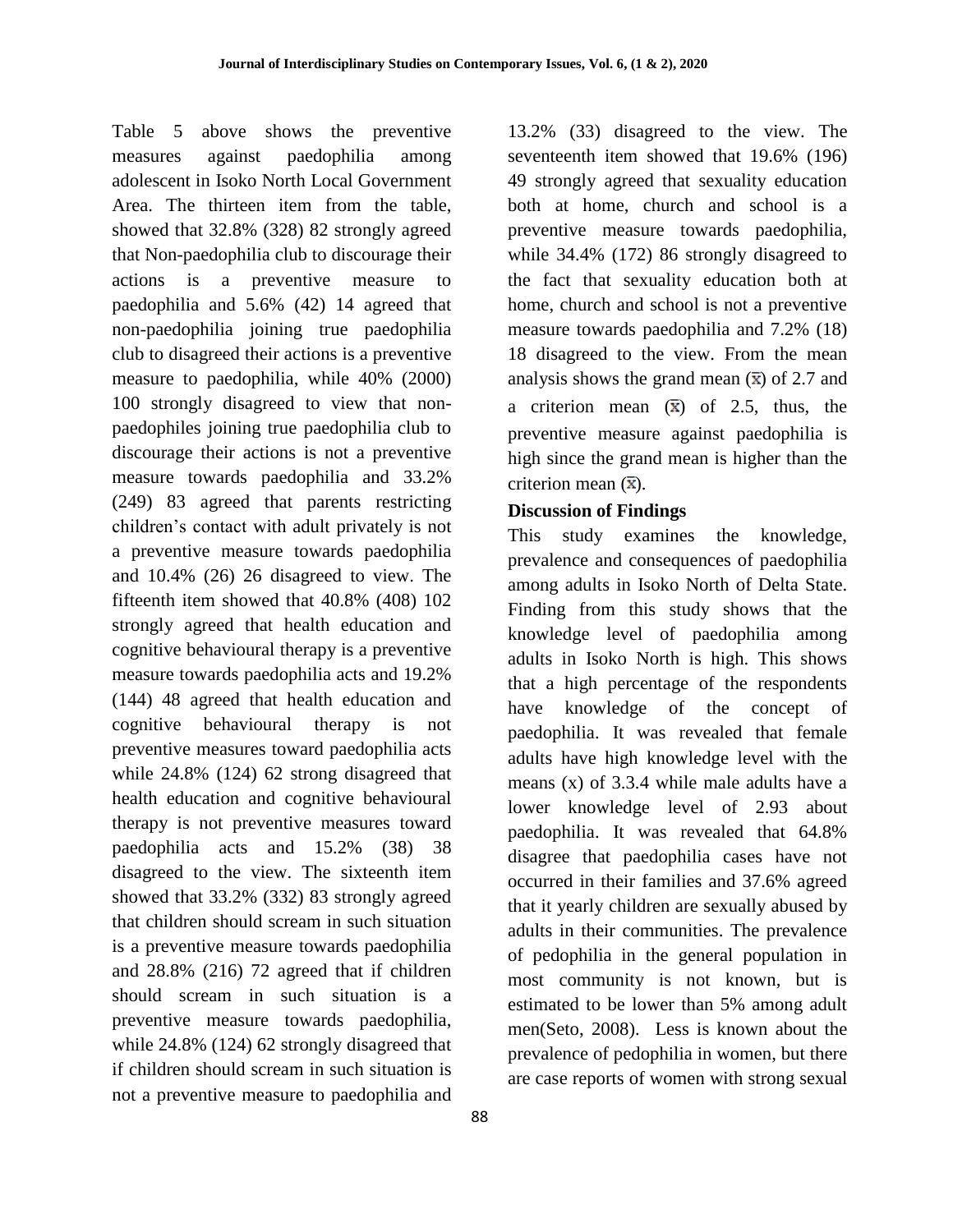Table 5 above shows the preventive measures against paedophilia among adolescent in Isoko North Local Government Area. The thirteen item from the table, showed that 32.8% (328) 82 strongly agreed that Non-paedophilia club to discourage their actions is a preventive measure to paedophilia and 5.6% (42) 14 agreed that non-paedophilia joining true paedophilia club to disagreed their actions is a preventive measure to paedophilia, while 40% (2000) 100 strongly disagreed to view that non-paedophiles joining true paedophilia club to discourage their actions is not a preventive measure towards paedophilia and 33.2% (249) 83 agreed that parents restricting children's contact with adult privately is not a preventive measure towards paedophilia and 10.4% (26) 26 disagreed to view. The fifteenth item showed that 40.8% (408) 102 strongly agreed that health education and cognitive behavioural therapy is a preventive measure towards paedophilia acts and 19.2% (144) 48 agreed that health education and cognitive behavioural therapy is not preventive measures toward paedophilia acts while 24.8% (124) 62 strong disagreed that health education and cognitive behavioural therapy is not preventive measures toward paedophilia acts and 15.2% (38) 38 disagreed to the view. The sixteenth item showed that 33.2% (332) 83 strongly agreed that children should scream in such situation is a preventive measure towards paedophilia and 28.8% (216) 72 agreed that if children should scream in such situation is a preventive measure towards paedophilia, while 24.8% (124) 62 strongly disagreed that if children should scream in such situation is not a preventive measure to paedophilia and 13.2% (33) disagreed to the view. The seventeenth item showed that 19.6% (196) 49 strongly agreed that sexuality education both at home, church and school is a preventive measure towards paedophilia, while 34.4% (172) 86 strongly disagreed to the fact that sexuality education both at home, church and school is not a preventive measure towards paedophilia and 7.2% (18) 18 disagreed to the view. From the mean analysis shows the grand mean ($\bar{x}$) of 2.7 and a criterion mean ($\bar{x}$) of 2.5, thus, the preventive measure against paedophilia is high since the grand mean is higher than the criterion mean ($\bar{x}$).

**Discussion of Findings**

This study examines the knowledge, prevalence and consequences of paedophilia among adults in Isoko North of Delta State. Finding from this study shows that the knowledge level of paedophilia among adults in Isoko North is high. This shows that a high percentage of the respondents have knowledge of the concept of paedophilia. It was revealed that female adults have high knowledge level with the means (x) of 3.3.4 while male adults have a lower knowledge level of 2.93 about paedophilia. It was revealed that 64.8% disagree that paedophilia cases have not occurred in their families and 37.6% agreed that it yearly children are sexually abused by adults in their communities. The prevalence of pedophilia in the general population in most community is not known, but is estimated to be lower than 5% among adult men(Seto, 2008). Less is known about the prevalence of pedophilia in women, but there are case reports of women with strong sexual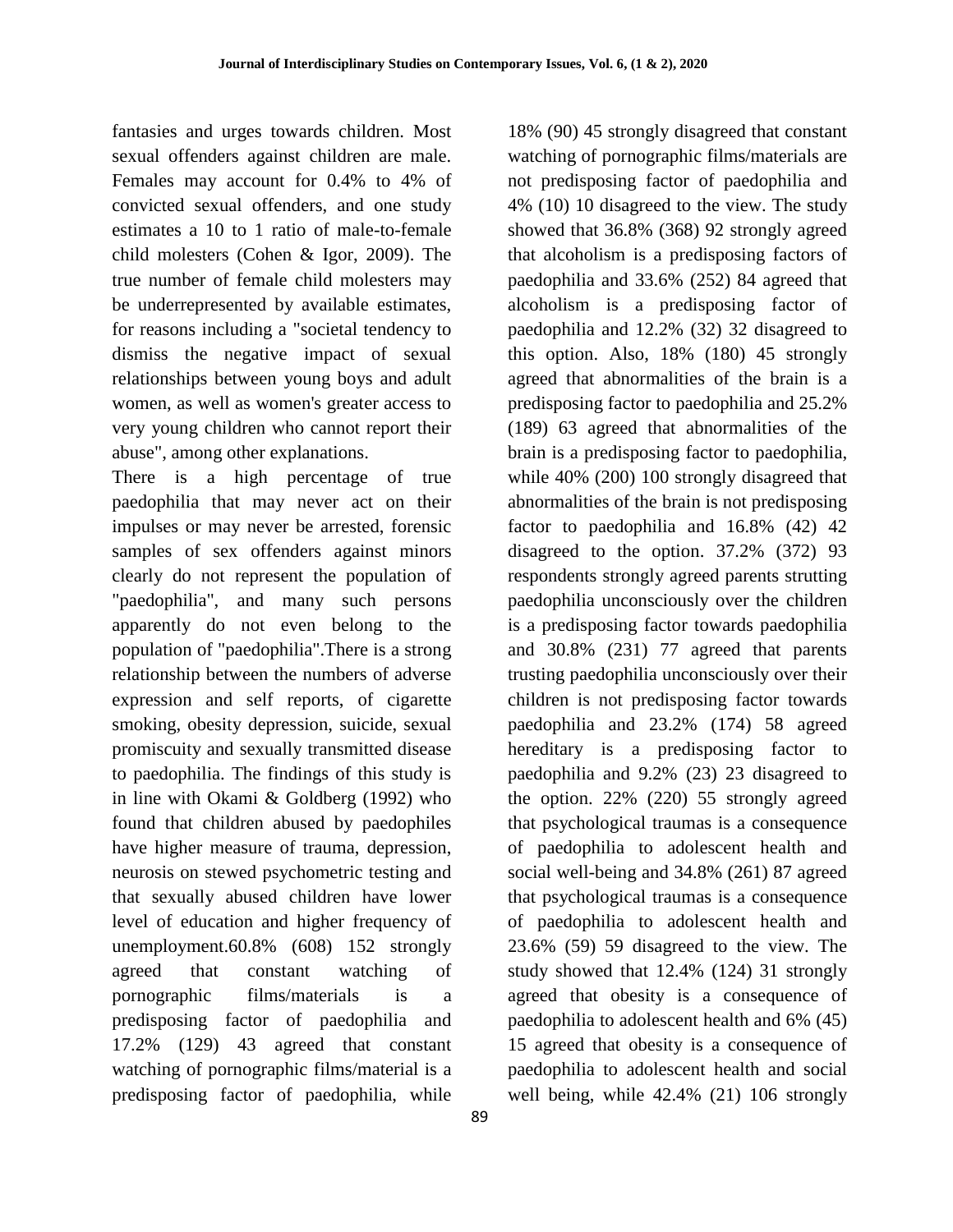fantasies and urges towards children. Most sexual offenders against children are male. Females may account for 0.4% to 4% of convicted sexual offenders, and one study estimates a 10 to 1 ratio of male-to-female child molesters (Cohen & Igor, 2009). The true number of female child molesters may be underrepresented by available estimates, for reasons including a "societal tendency to dismiss the negative impact of sexual relationships between young boys and adult women, as well as women's greater access to very young children who cannot report their abuse", among other explanations.

There is a high percentage of true paedophilia that may never act on their impulses or may never be arrested, forensic samples of sex offenders against minors clearly do not represent the population of "paedophilia", and many such persons apparently do not even belong to the population of "paedophilia".There is a strong relationship between the numbers of adverse expression and self reports, of cigarette smoking, obesity depression, suicide, sexual promiscuity and sexually transmitted disease to paedophilia. The findings of this study is in line with Okami & Goldberg (1992) who found that children abused by paedophiles have higher measure of trauma, depression, neurosis on stewed psychometric testing and that sexually abused children have lower level of education and higher frequency of unemployment.60.8% (608) 152 strongly agreed that constant watching of pornographic films/materials is a predisposing factor of paedophilia and 17.2% (129) 43 agreed that constant watching of pornographic films/material is a predisposing factor of paedophilia, while 18% (90) 45 strongly disagreed that constant watching of pornographic films/materials are not predisposing factor of paedophilia and 4% (10) 10 disagreed to the view. The study showed that 36.8% (368) 92 strongly agreed that alcoholism is a predisposing factors of paedophilia and 33.6% (252) 84 agreed that alcoholism is a predisposing factor of paedophilia and 12.2% (32) 32 disagreed to this option. Also, 18% (180) 45 strongly agreed that abnormalities of the brain is a predisposing factor to paedophilia and 25.2% (189) 63 agreed that abnormalities of the brain is a predisposing factor to paedophilia, while 40% (200) 100 strongly disagreed that abnormalities of the brain is not predisposing factor to paedophilia and 16.8% (42) 42 disagreed to the option. 37.2% (372) 93 respondents strongly agreed parents strutting paedophilia unconsciously over the children is a predisposing factor towards paedophilia and 30.8% (231) 77 agreed that parents trusting paedophilia unconsciously over their children is not predisposing factor towards paedophilia and 23.2% (174) 58 agreed hereditary is a predisposing factor to paedophilia and 9.2% (23) 23 disagreed to the option. 22% (220) 55 strongly agreed that psychological traumas is a consequence of paedophilia to adolescent health and social well-being and 34.8% (261) 87 agreed that psychological traumas is a consequence of paedophilia to adolescent health and 23.6% (59) 59 disagreed to the view. The study showed that 12.4% (124) 31 strongly agreed that obesity is a consequence of paedophilia to adolescent health and 6% (45) 15 agreed that obesity is a consequence of paedophilia to adolescent health and social well being, while 42.4% (21) 106 strongly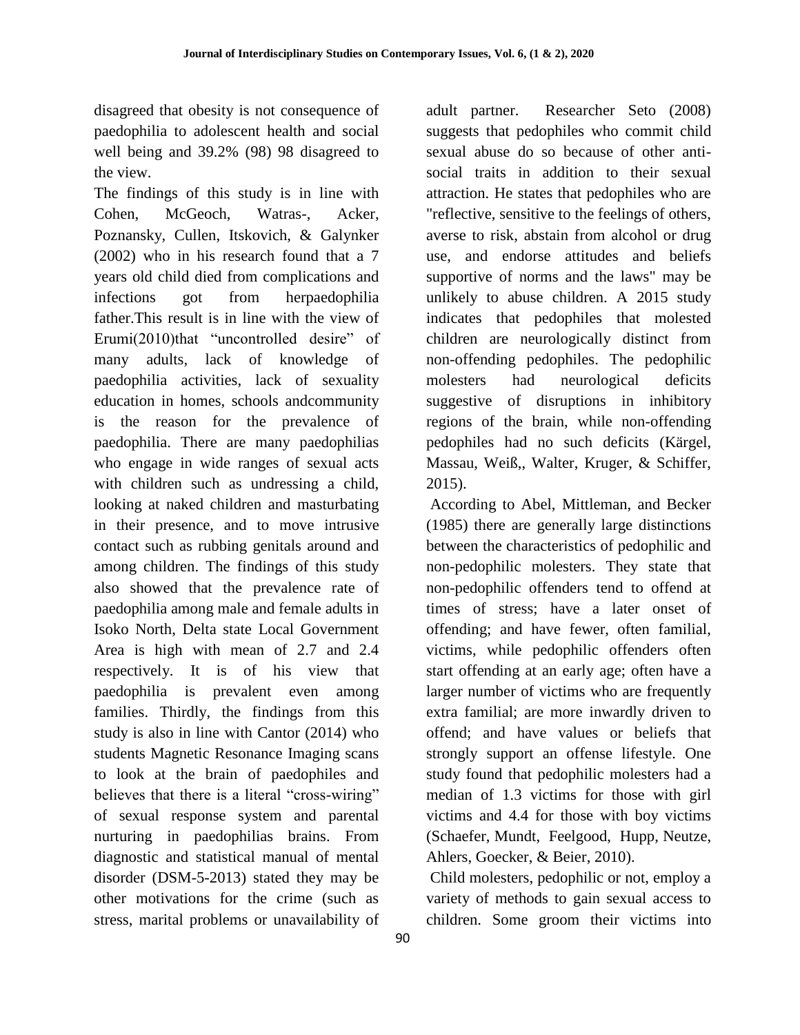disagreed that obesity is not consequence of paedophilia to adolescent health and social well being and 39.2% (98) 98 disagreed to the view.

The findings of this study is in line with Cohen, McGeoch, Watras-, Acker, Poznansky, Cullen, Itskovich, & Galynker (2002) who in his research found that a 7 years old child died from complications and infections got from herpaedophilia father.This result is in line with the view of Erumi(2010)that "uncontrolled desire" of many adults, lack of knowledge of paedophilia activities, lack of sexuality education in homes, schools andcommunity is the reason for the prevalence of paedophilia. There are many paedophilias who engage in wide ranges of sexual acts with children such as undressing a child, looking at naked children and masturbating in their presence, and to move intrusive contact such as rubbing genitals around and among children. The findings of this study also showed that the prevalence rate of paedophilia among male and female adults in Isoko North, Delta state Local Government Area is high with mean of 2.7 and 2.4 respectively. It is of his view that paedophilia is prevalent even among families. Thirdly, the findings from this study is also in line with Cantor (2014) who students Magnetic Resonance Imaging scans to look at the brain of paedophiles and believes that there is a literal "cross-wiring" of sexual response system and parental nurturing in paedophilias brains. From diagnostic and statistical manual of mental disorder (DSM-5-2013) stated they may be other motivations for the crime (such as stress, marital problems or unavailability of adult partner. Researcher Seto (2008) suggests that pedophiles who commit child sexual abuse do so because of other anti-social traits in addition to their sexual attraction. He states that pedophiles who are "reflective, sensitive to the feelings of others, averse to risk, abstain from alcohol or drug use, and endorse attitudes and beliefs supportive of norms and the laws" may be unlikely to abuse children. A 2015 study indicates that pedophiles that molested children are neurologically distinct from non-offending pedophiles. The pedophilic molesters had neurological deficits suggestive of disruptions in inhibitory regions of the brain, while non-offending pedophiles had no such deficits (Kärgel, Massau, Weiß,, Walter, Kruger, & Schiffer, 2015).

According to Abel, Mittleman, and Becker (1985) there are generally large distinctions between the characteristics of pedophilic and non-pedophilic molesters. They state that non-pedophilic offenders tend to offend at times of stress; have a later onset of offending; and have fewer, often familial, victims, while pedophilic offenders often start offending at an early age; often have a larger number of victims who are frequently extra familial; are more inwardly driven to offend; and have values or beliefs that strongly support an offense lifestyle. One study found that pedophilic molesters had a median of 1.3 victims for those with girl victims and 4.4 for those with boy victims (Schaefer, Mundt, Feelgood, Hupp, Neutze, Ahlers, Goecker, & Beier, 2010).

Child molesters, pedophilic or not, employ a variety of methods to gain sexual access to children. Some groom their victims into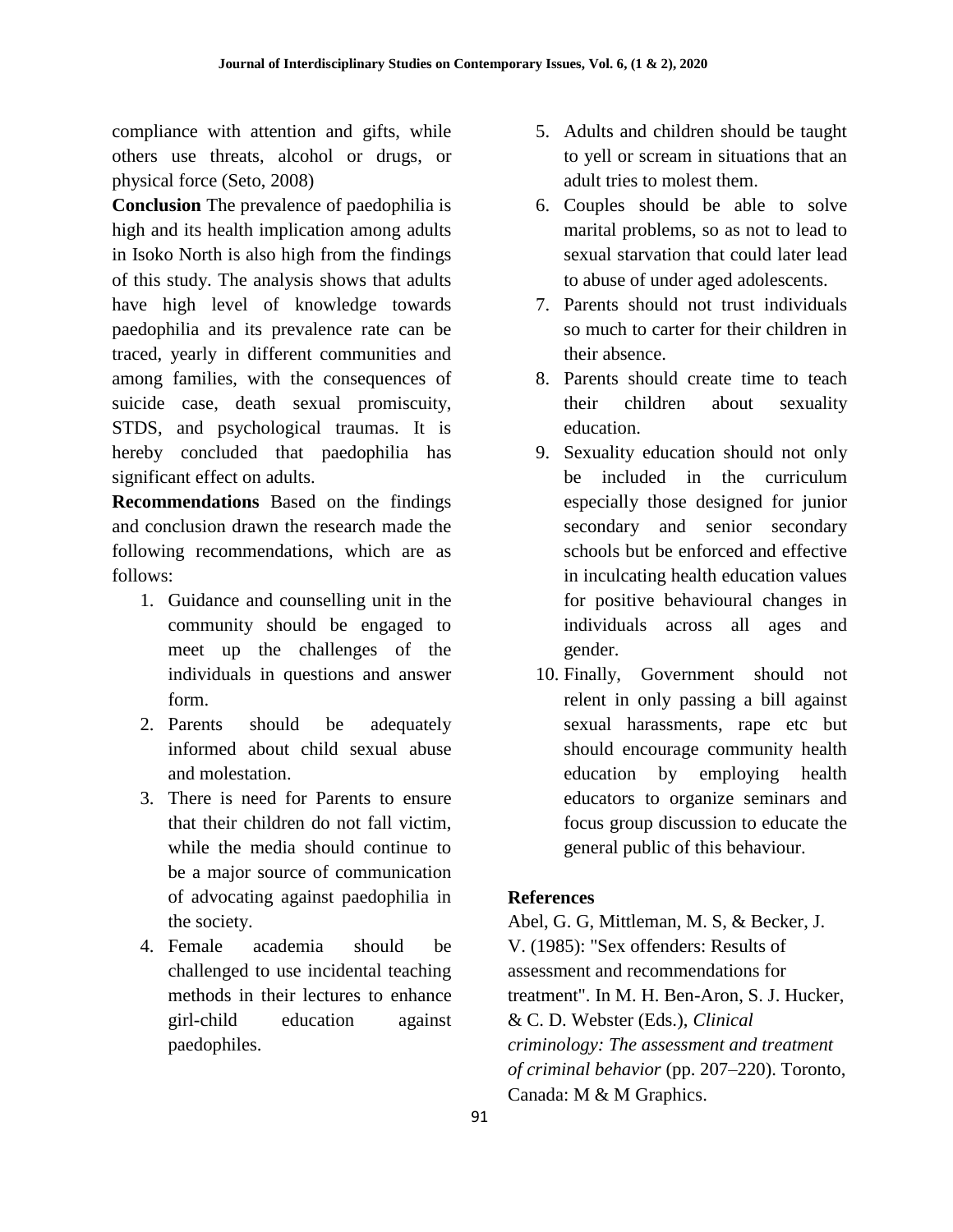compliance with attention and gifts, while others use threats, alcohol or drugs, or physical force (Seto, 2008)

**Conclusion** The prevalence of paedophilia is high and its health implication among adults in Isoko North is also high from the findings of this study. The analysis shows that adults have high level of knowledge towards paedophilia and its prevalence rate can be traced, yearly in different communities and among families, with the consequences of suicide case, death sexual promiscuity, STDS, and psychological traumas. It is hereby concluded that paedophilia has significant effect on adults.

**Recommendations** Based on the findings and conclusion drawn the research made the following recommendations, which are as follows:

1. Guidance and counselling unit in the community should be engaged to meet up the challenges of the individuals in questions and answer form.
2. Parents should be adequately informed about child sexual abuse and molestation.
3. There is need for Parents to ensure that their children do not fall victim, while the media should continue to be a major source of communication of advocating against paedophilia in the society.
4. Female academia should be challenged to use incidental teaching methods in their lectures to enhance girl-child education against paedophiles.
5. Adults and children should be taught to yell or scream in situations that an adult tries to molest them.
6. Couples should be able to solve marital problems, so as not to lead to sexual starvation that could later lead to abuse of under aged adolescents.
7. Parents should not trust individuals so much to carter for their children in their absence.
8. Parents should create time to teach their children about sexuality education.
9. Sexuality education should not only be included in the curriculum especially those designed for junior secondary and senior secondary schools but be enforced and effective in inculcating health education values for positive behavioural changes in individuals across all ages and gender.
10. Finally, Government should not relent in only passing a bill against sexual harassments, rape etc but should encourage community health education by employing health educators to organize seminars and focus group discussion to educate the general public of this behaviour.

## References

Abel, G. G, Mittleman, M. S, & Becker, J. V. (1985): "Sex offenders: Results of assessment and recommendations for treatment". In M. H. Ben-Aron, S. J. Hucker, & C. D. Webster (Eds.), *Clinical criminology: The assessment and treatment of criminal behavior* (pp. 207–220). Toronto, Canada: M & M Graphics.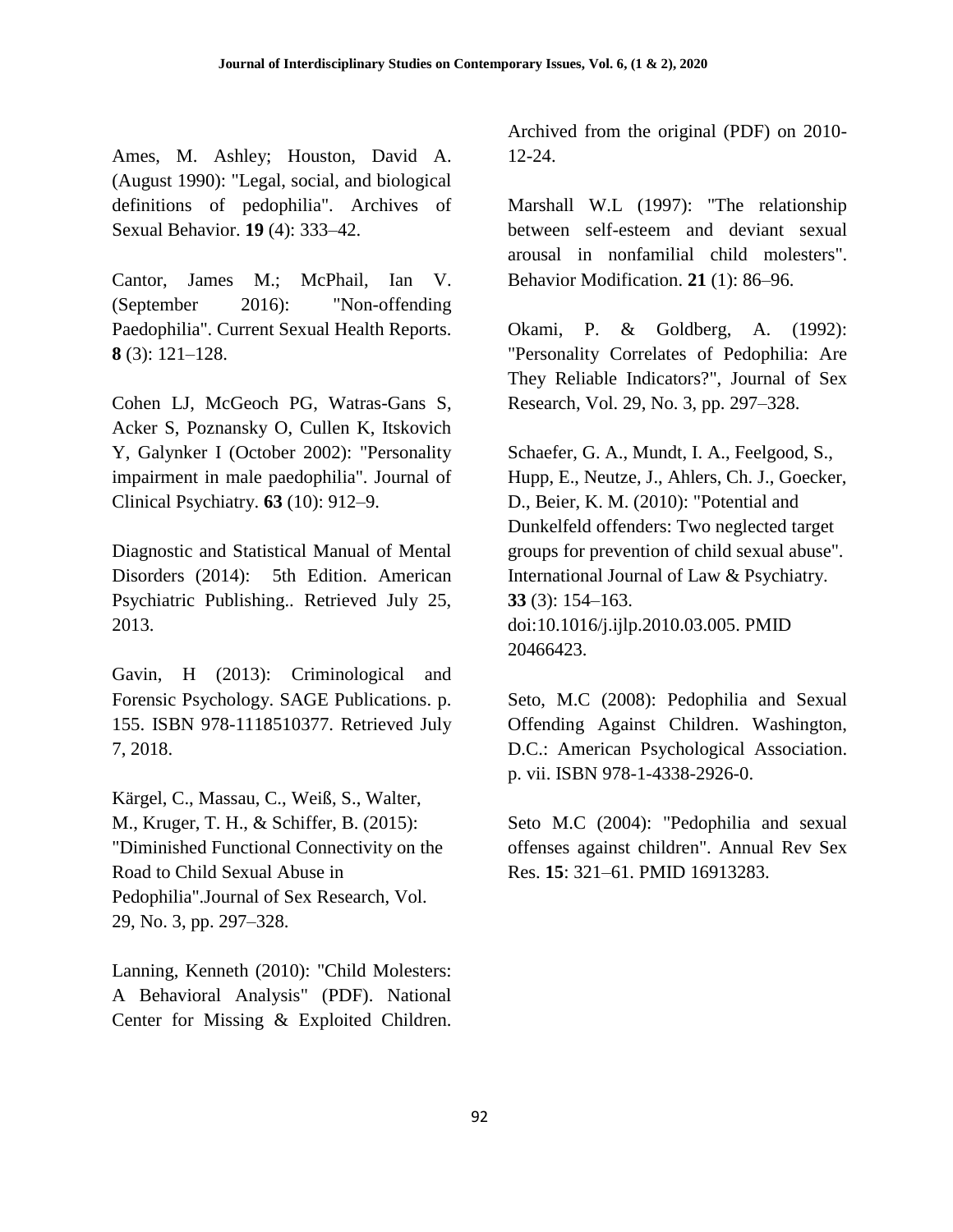Ames, M. Ashley; Houston, David A. (August 1990): "Legal, social, and biological definitions of pedophilia". Archives of Sexual Behavior. **19** (4): 333–42.

Cantor, James M.; McPhail, Ian V. (September 2016): "Non-offending Paedophilia". Current Sexual Health Reports. **8** (3): 121–128.

Cohen LJ, McGeoch PG, Watras-Gans S, Acker S, Poznansky O, Cullen K, Itskovich Y, Galynker I (October 2002): "Personality impairment in male paedophilia". Journal of Clinical Psychiatry. **63** (10): 912–9.

Diagnostic and Statistical Manual of Mental Disorders (2014): 5th Edition. American Psychiatric Publishing.. Retrieved July 25, 2013.

Gavin, H (2013): Criminological and Forensic Psychology. SAGE Publications. p. 155. ISBN 978-1118510377. Retrieved July 7, 2018.

Kärgel, C., Massau, C., Weiß, S., Walter, M., Kruger, T. H., & Schiffer, B. (2015): "Diminished Functional Connectivity on the Road to Child Sexual Abuse in Pedophilia".Journal of Sex Research, Vol. 29, No. 3, pp. 297–328.

Lanning, Kenneth (2010): "Child Molesters: A Behavioral Analysis" (PDF). National Center for Missing & Exploited Children. Archived from the original (PDF) on 2010-12-24.

Marshall W.L (1997): "The relationship between self-esteem and deviant sexual arousal in nonfamilial child molesters". Behavior Modification. **21** (1): 86–96.

Okami, P. & Goldberg, A. (1992): "Personality Correlates of Pedophilia: Are They Reliable Indicators?", Journal of Sex Research, Vol. 29, No. 3, pp. 297–328.

Schaefer, G. A., Mundt, I. A., Feelgood, S., Hupp, E., Neutze, J., Ahlers, Ch. J., Goecker, D., Beier, K. M. (2010): "Potential and Dunkelfeld offenders: Two neglected target groups for prevention of child sexual abuse". International Journal of Law & Psychiatry. **33** (3): 154–163. doi:10.1016/j.ijlp.2010.03.005. PMID 20466423.

Seto, M.C (2008): Pedophilia and Sexual Offending Against Children. Washington, D.C.: American Psychological Association. p. vii. ISBN 978-1-4338-2926-0.

Seto M.C (2004): "Pedophilia and sexual offenses against children". Annual Rev Sex Res. **15**: 321–61. PMID 16913283.